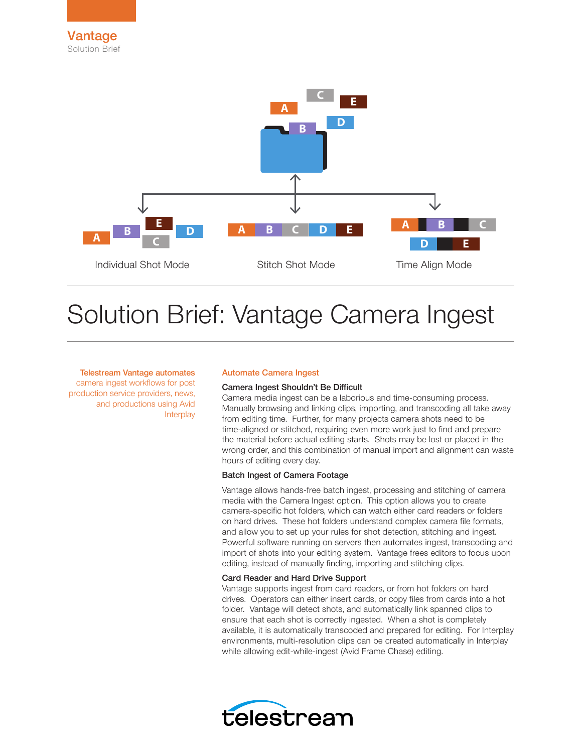Vantage
Solution Brief

Individual Shot Mode

Stitch Shot Mode

Time Align Mode

# Solution Brief: Vantage Camera Ingest

Telestream Vantage automates camera ingest workflows for post production service providers, news, and productions using Avid Interplay

## Automate Camera Ingest

### Camera Ingest Shouldn't Be Difficult

Camera media ingest can be a laborious and time-consuming process. Manually browsing and linking clips, importing, and transcoding all take away from editing time. Further, for many projects camera shots need to be time-aligned or stitched, requiring even more work just to find and prepare the material before actual editing starts. Shots may be lost or placed in the wrong order, and this combination of manual import and alignment can waste hours of editing every day.

### Batch Ingest of Camera Footage

Vantage allows hands-free batch ingest, processing and stitching of camera media with the Camera Ingest option. This option allows you to create camera-specific hot folders, which can watch either card readers or folders on hard drives. These hot folders understand complex camera file formats, and allow you to set up your rules for shot detection, stitching and ingest. Powerful software running on servers then automates ingest, transcoding and import of shots into your editing system. Vantage frees editors to focus upon editing, instead of manually finding, importing and stitching clips.

### Card Reader and Hard Drive Support

Vantage supports ingest from card readers, or from hot folders on hard drives. Operators can either insert cards, or copy files from cards into a hot folder. Vantage will detect shots, and automatically link spanned clips to ensure that each shot is correctly ingested. When a shot is completely available, it is automatically transcoded and prepared for editing. For Interplay environments, multi-resolution clips can be created automatically in Interplay while allowing edit-while-ingest (Avid Frame Chase) editing.

telestream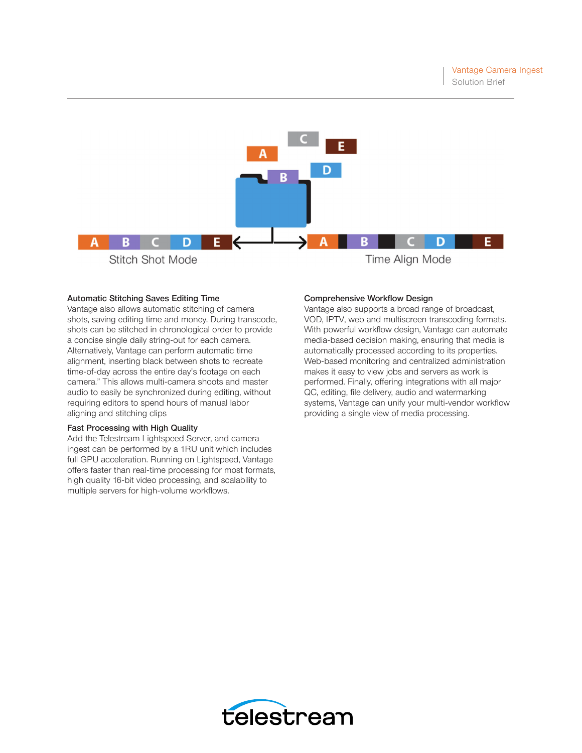Stitch Shot Mode

Time Align Mode

### Automatic Stitching Saves Editing Time

Vantage also allows automatic stitching of camera shots, saving editing time and money. During transcode, shots can be stitched in chronological order to provide a concise single daily string-out for each camera. Alternatively, Vantage can perform automatic time alignment, inserting black between shots to recreate time-of-day across the entire day's footage on each camera." This allows multi-camera shoots and master audio to easily be synchronized during editing, without requiring editors to spend hours of manual labor aligning and stitching clips

### Fast Processing with High Quality

Add the Telestream Lightspeed Server, and camera ingest can be performed by a 1RU unit which includes full GPU acceleration. Running on Lightspeed, Vantage offers faster than real-time processing for most formats, high quality 16-bit video processing, and scalability to multiple servers for high-volume workflows.

### Comprehensive Workflow Design

Vantage also supports a broad range of broadcast, VOD, IPTV, web and multiscreen transcoding formats. With powerful workflow design, Vantage can automate media-based decision making, ensuring that media is automatically processed according to its properties. Web-based monitoring and centralized administration makes it easy to view jobs and servers as work is performed. Finally, offering integrations with all major QC, editing, file delivery, audio and watermarking systems, Vantage can unify your multi-vendor workflow providing a single view of media processing.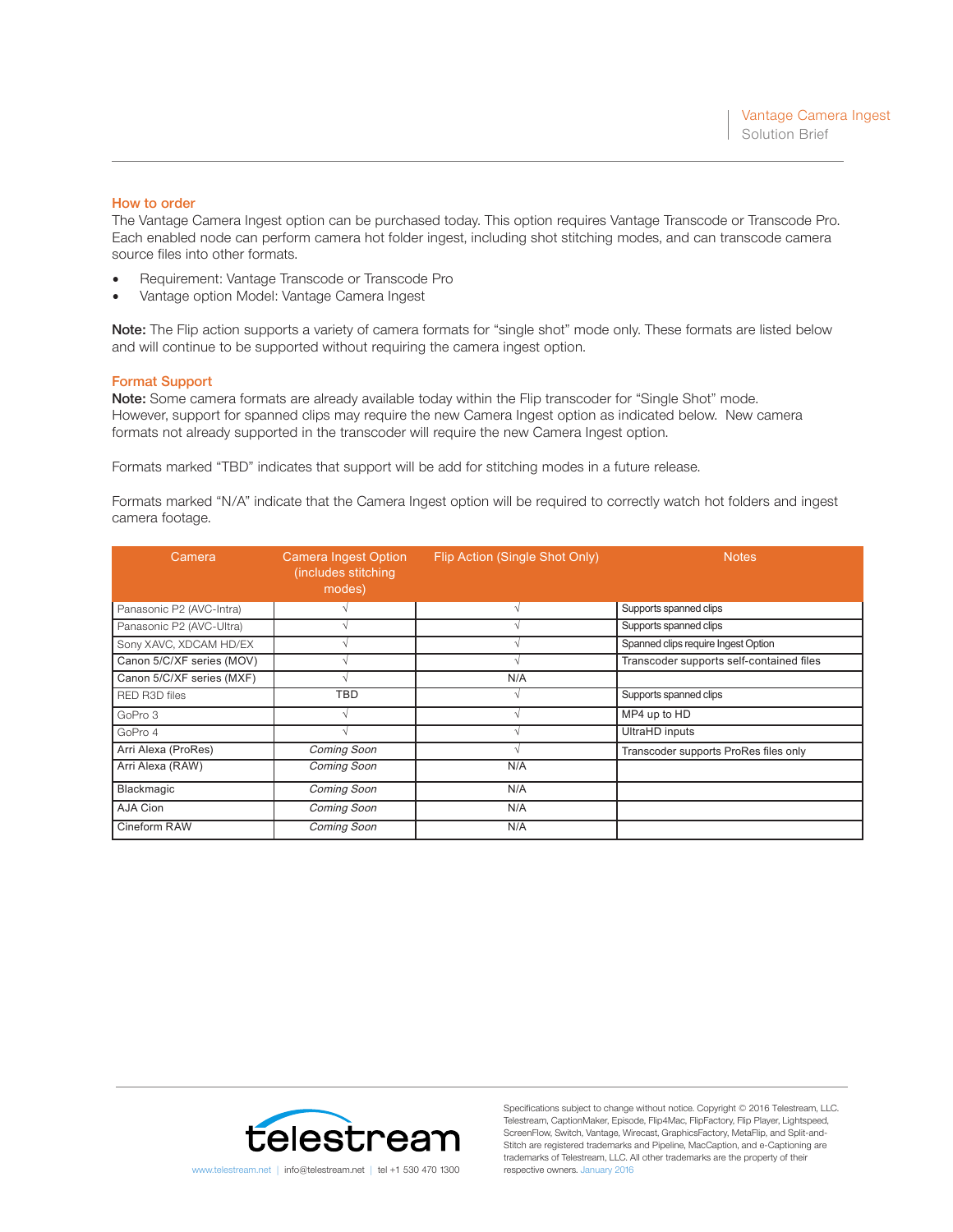## How to order

The Vantage Camera Ingest option can be purchased today. This option requires Vantage Transcode or Transcode Pro. Each enabled node can perform camera hot folder ingest, including shot stitching modes, and can transcode camera source files into other formats.

- Requirement: Vantage Transcode or Transcode Pro
- Vantage option Model: Vantage Camera Ingest

**Note:** The Flip action supports a variety of camera formats for “single shot” mode only. These formats are listed below and will continue to be supported without requiring the camera ingest option.

## Format Support

**Note:** Some camera formats are already available today within the Flip transcoder for “Single Shot” mode. However, support for spanned clips may require the new Camera Ingest option as indicated below. New camera formats not already supported in the transcoder will require the new Camera Ingest option.

Formats marked “TBD” indicates that support will be add for stitching modes in a future release.

Formats marked “N/A” indicate that the Camera Ingest option will be required to correctly watch hot folders and ingest camera footage.

| Camera | Camera Ingest Option (includes stitching modes) | Flip Action (Single Shot Only) | Notes |
|---|---|---|---|
| Panasonic P2 (AVC-Intra) | √ | √ | Supports spanned clips |
| Panasonic P2 (AVC-Ultra) | √ | √ | Supports spanned clips |
| Sony XAVC, XDCAM HD/EX | √ | √ | Spanned clips require Ingest Option |
| Canon 5/C/XF series (MOV) | √ | √ | Transcoder supports self-contained files |
| Canon 5/C/XF series (MXF) | √ | N/A | |
| RED R3D files | TBD | √ | Supports spanned clips |
| GoPro 3 | √ | √ | MP4 up to HD |
| GoPro 4 | √ | √ | UltraHD inputs |
| Arri Alexa (ProRes) | *Coming Soon* | √ | Transcoder supports ProRes files only |
| Arri Alexa (RAW) | *Coming Soon* | N/A | |
| Blackmagic | *Coming Soon* | N/A | |
| AJA Cion | *Coming Soon* | N/A | |
| Cineform RAW | *Coming Soon* | N/A | |

telestream

www.telestream.net | info@telestream.net | tel +1 530 470 1300

Specifications subject to change without notice. Copyright © 2016 Telestream, LLC. Telestream, CaptionMaker, Episode, Flip4Mac, FlipFactory, Flip Player, Lightspeed, ScreenFlow, Switch, Vantage, Wirecast, GraphicsFactory, MetaFlip, and Split-and-Stitch are registered trademarks and Pipeline, MacCaption, and e-Captioning are trademarks of Telestream, LLC. All other trademarks are the property of their respective owners. January 2016